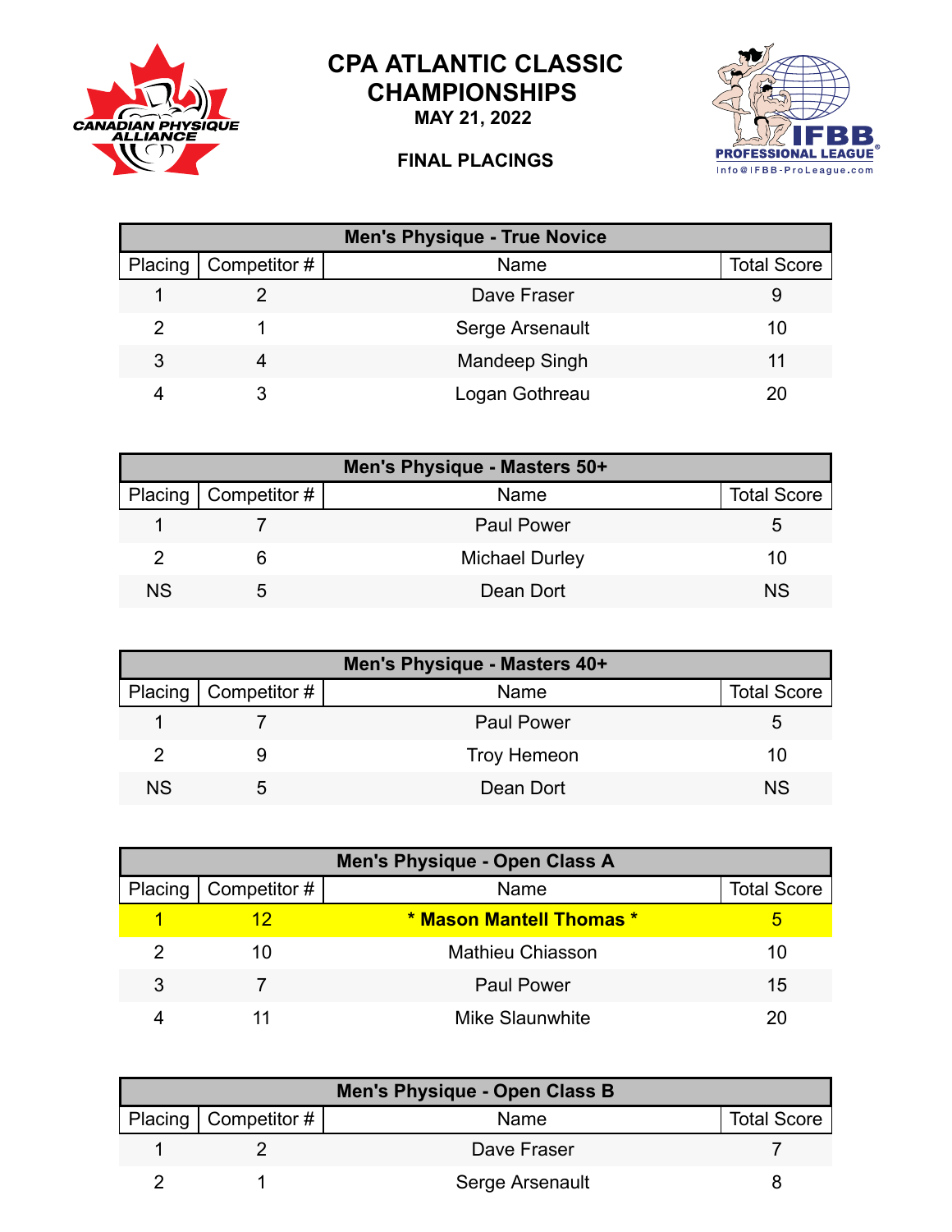# CPA ATLANTIC CLASSIC CHAMPIONSHIPS

**MAY 21, 2022**

**FINAL PLACINGS**

| Men's Physique - True Novice | | | |
|---|---|---|---|
| Placing | Competitor # | Name | Total Score |
| 1 | 2 | Dave Fraser | 9 |
| 2 | 1 | Serge Arsenault | 10 |
| 3 | 4 | Mandeep Singh | 11 |
| 4 | 3 | Logan Gothreau | 20 |

| Men's Physique - Masters 50+ | | | |
|---|---|---|---|
| Placing | Competitor # | Name | Total Score |
| 1 | 7 | Paul Power | 5 |
| 2 | 6 | Michael Durley | 10 |
| NS | 5 | Dean Dort | NS |

| Men's Physique - Masters 40+ | | | |
|---|---|---|---|
| Placing | Competitor # | Name | Total Score |
| 1 | 7 | Paul Power | 5 |
| 2 | 9 | Troy Hemeon | 10 |
| NS | 5 | Dean Dort | NS |

| Men's Physique - Open Class A | | | |
|---|---|---|---|
| Placing | Competitor # | Name | Total Score |
| 1 | 12 | **\* Mason Mantell Thomas \*** | 5 |
| 2 | 10 | Mathieu Chiasson | 10 |
| 3 | 7 | Paul Power | 15 |
| 4 | 11 | Mike Slaunwhite | 20 |

| Men's Physique - Open Class B | | | |
|---|---|---|---|
| Placing | Competitor # | Name | Total Score |
| 1 | 2 | Dave Fraser | 7 |
| 2 | 1 | Serge Arsenault | 8 |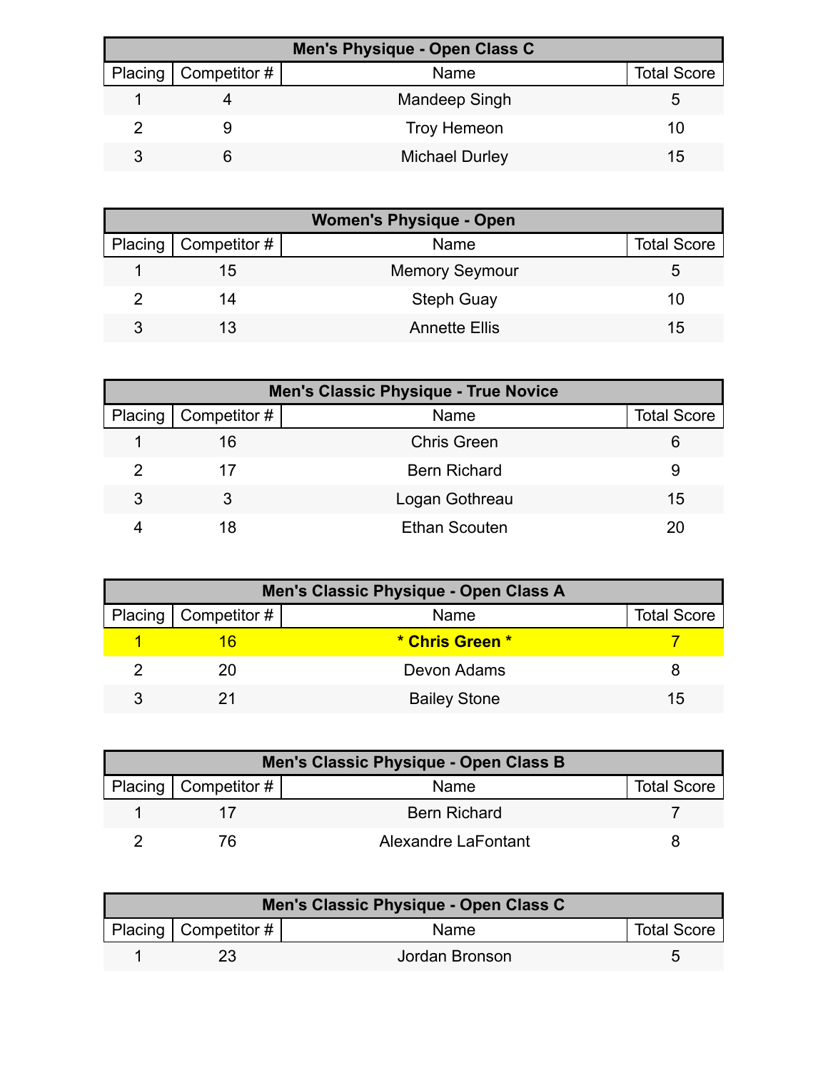| Men's Physique - Open Class C | | | |
|---|---|---|---|
| Placing | Competitor # | Name | Total Score |
| 1 | 4 | Mandeep Singh | 5 |
| 2 | 9 | Troy Hemeon | 10 |
| 3 | 6 | Michael Durley | 15 |

| Women's Physique - Open | | | |
|---|---|---|---|
| Placing | Competitor # | Name | Total Score |
| 1 | 15 | Memory Seymour | 5 |
| 2 | 14 | Steph Guay | 10 |
| 3 | 13 | Annette Ellis | 15 |

| Men's Classic Physique - True Novice | | | |
|---|---|---|---|
| Placing | Competitor # | Name | Total Score |
| 1 | 16 | Chris Green | 6 |
| 2 | 17 | Bern Richard | 9 |
| 3 | 3 | Logan Gothreau | 15 |
| 4 | 18 | Ethan Scouten | 20 |

| Men's Classic Physique - Open Class A | | | |
|---|---|---|---|
| Placing | Competitor # | Name | Total Score |
| 1 | 16 | **\* Chris Green \*** | 7 |
| 2 | 20 | Devon Adams | 8 |
| 3 | 21 | Bailey Stone | 15 |

| Men's Classic Physique - Open Class B | | | |
|---|---|---|---|
| Placing | Competitor # | Name | Total Score |
| 1 | 17 | Bern Richard | 7 |
| 2 | 76 | Alexandre LaFontant | 8 |

| Men's Classic Physique - Open Class C | | | |
|---|---|---|---|
| Placing | Competitor # | Name | Total Score |
| 1 | 23 | Jordan Bronson | 5 |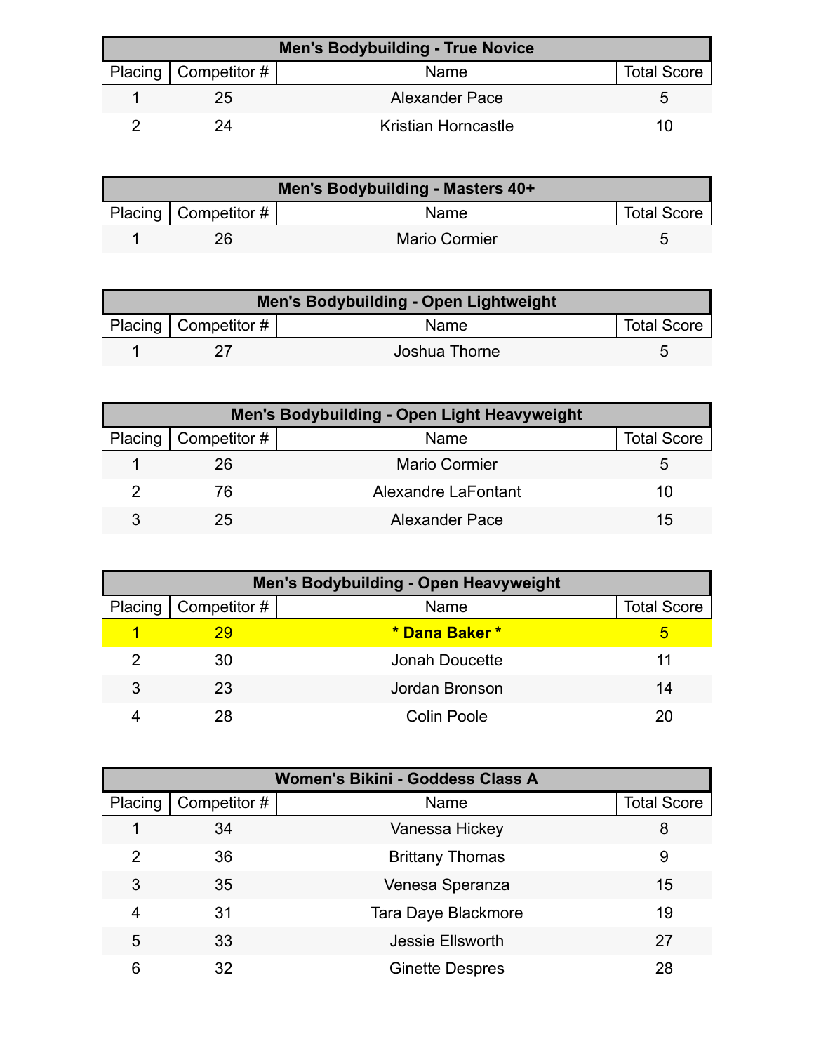| Men's Bodybuilding - True Novice | | | |
|---|---|---|---|
| Placing | Competitor # | Name | Total Score |
| 1 | 25 | Alexander Pace | 5 |
| 2 | 24 | Kristian Horncastle | 10 |

| Men's Bodybuilding - Masters 40+ | | | |
|---|---|---|---|
| Placing | Competitor # | Name | Total Score |
| 1 | 26 | Mario Cormier | 5 |

| Men's Bodybuilding - Open Lightweight | | | |
|---|---|---|---|
| Placing | Competitor # | Name | Total Score |
| 1 | 27 | Joshua Thorne | 5 |

| Men's Bodybuilding - Open Light Heavyweight | | | |
|---|---|---|---|
| Placing | Competitor # | Name | Total Score |
| 1 | 26 | Mario Cormier | 5 |
| 2 | 76 | Alexandre LaFontant | 10 |
| 3 | 25 | Alexander Pace | 15 |

| Men's Bodybuilding - Open Heavyweight | | | |
|---|---|---|---|
| Placing | Competitor # | Name | Total Score |
| **1** | **29** | **\* Dana Baker \*** | **5** |
| 2 | 30 | Jonah Doucette | 11 |
| 3 | 23 | Jordan Bronson | 14 |
| 4 | 28 | Colin Poole | 20 |

| Women's Bikini - Goddess Class A | | | |
|---|---|---|---|
| Placing | Competitor # | Name | Total Score |
| 1 | 34 | Vanessa Hickey | 8 |
| 2 | 36 | Brittany Thomas | 9 |
| 3 | 35 | Venesa Speranza | 15 |
| 4 | 31 | Tara Daye Blackmore | 19 |
| 5 | 33 | Jessie Ellsworth | 27 |
| 6 | 32 | Ginette Despres | 28 |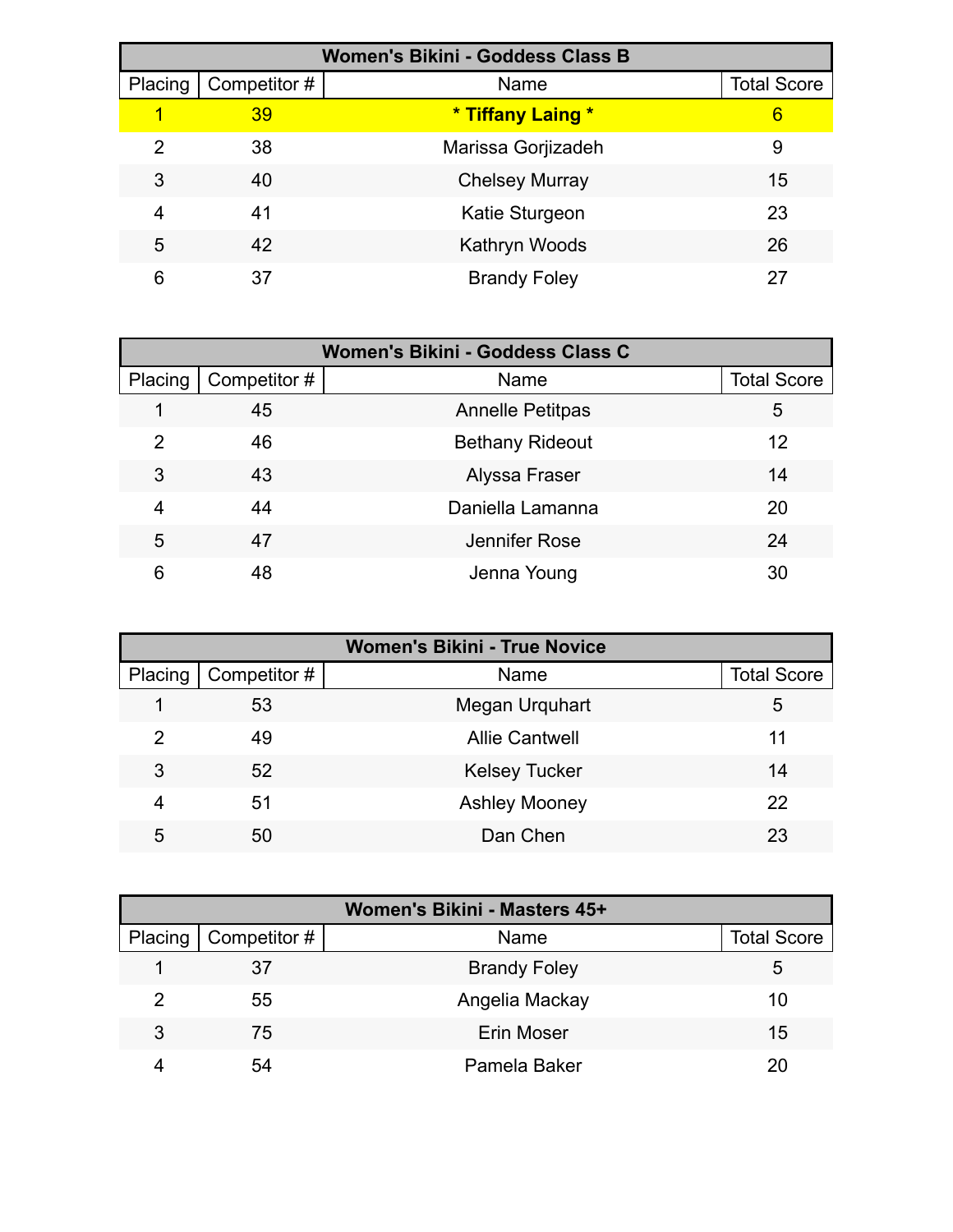| Women's Bikini - Goddess Class B | | | |
|---|---|---|---|
| Placing | Competitor # | Name | Total Score |
| 1 | 39 | * Tiffany Laing * | 6 |
| 2 | 38 | Marissa Gorjizadeh | 9 |
| 3 | 40 | Chelsey Murray | 15 |
| 4 | 41 | Katie Sturgeon | 23 |
| 5 | 42 | Kathryn Woods | 26 |
| 6 | 37 | Brandy Foley | 27 |

| Women's Bikini - Goddess Class C | | | |
|---|---|---|---|
| Placing | Competitor # | Name | Total Score |
| 1 | 45 | Annelle Petitpas | 5 |
| 2 | 46 | Bethany Rideout | 12 |
| 3 | 43 | Alyssa Fraser | 14 |
| 4 | 44 | Daniella Lamanna | 20 |
| 5 | 47 | Jennifer Rose | 24 |
| 6 | 48 | Jenna Young | 30 |

| Women's Bikini - True Novice | | | |
|---|---|---|---|
| Placing | Competitor # | Name | Total Score |
| 1 | 53 | Megan Urquhart | 5 |
| 2 | 49 | Allie Cantwell | 11 |
| 3 | 52 | Kelsey Tucker | 14 |
| 4 | 51 | Ashley Mooney | 22 |
| 5 | 50 | Dan Chen | 23 |

| Women's Bikini - Masters 45+ | | | |
|---|---|---|---|
| Placing | Competitor # | Name | Total Score |
| 1 | 37 | Brandy Foley | 5 |
| 2 | 55 | Angelia Mackay | 10 |
| 3 | 75 | Erin Moser | 15 |
| 4 | 54 | Pamela Baker | 20 |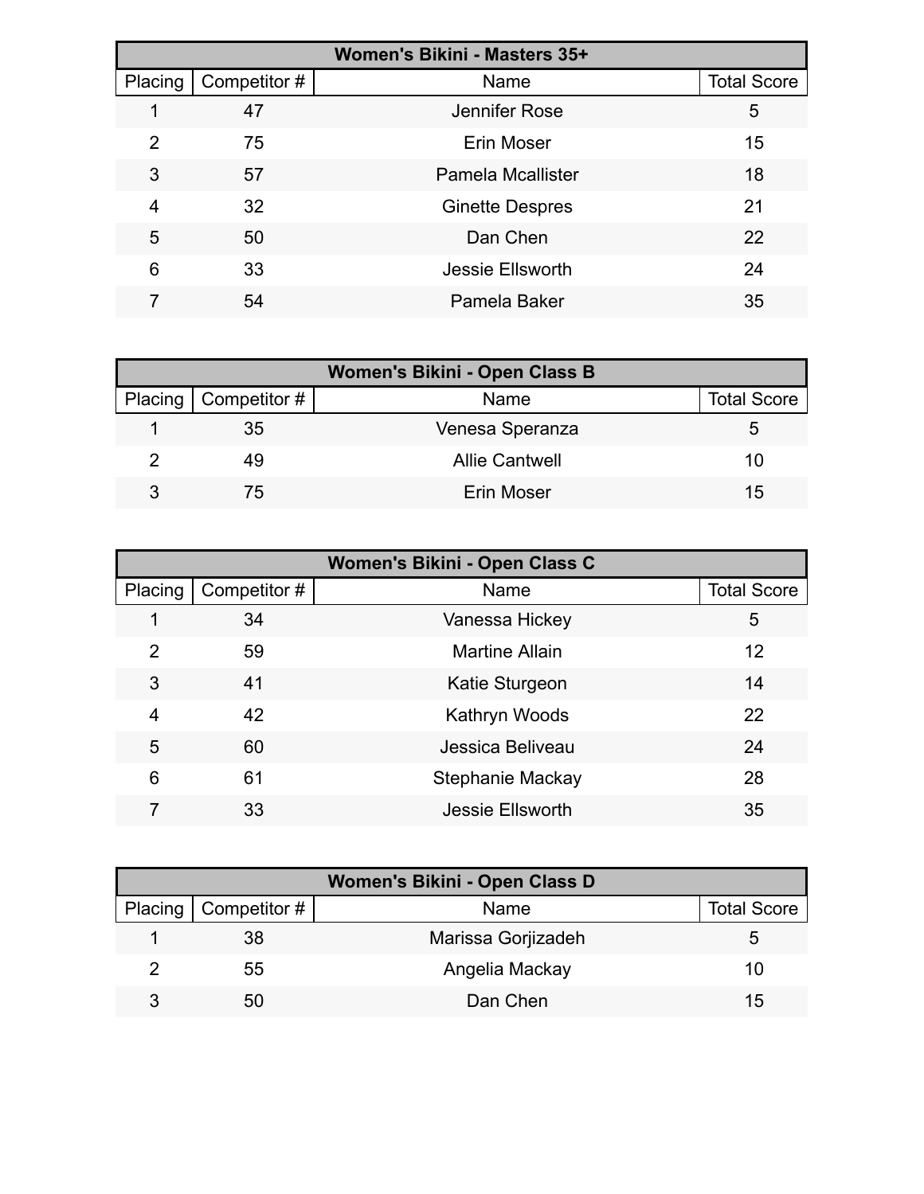| Women's Bikini - Masters 35+ | | | |
|---|---|---|---|
| Placing | Competitor # | Name | Total Score |
| 1 | 47 | Jennifer Rose | 5 |
| 2 | 75 | Erin Moser | 15 |
| 3 | 57 | Pamela Mcallister | 18 |
| 4 | 32 | Ginette Despres | 21 |
| 5 | 50 | Dan Chen | 22 |
| 6 | 33 | Jessie Ellsworth | 24 |
| 7 | 54 | Pamela Baker | 35 |

| Women's Bikini - Open Class B | | | |
|---|---|---|---|
| Placing | Competitor # | Name | Total Score |
| 1 | 35 | Venesa Speranza | 5 |
| 2 | 49 | Allie Cantwell | 10 |
| 3 | 75 | Erin Moser | 15 |

| Women's Bikini - Open Class C | | | |
|---|---|---|---|
| Placing | Competitor # | Name | Total Score |
| 1 | 34 | Vanessa Hickey | 5 |
| 2 | 59 | Martine Allain | 12 |
| 3 | 41 | Katie Sturgeon | 14 |
| 4 | 42 | Kathryn Woods | 22 |
| 5 | 60 | Jessica Beliveau | 24 |
| 6 | 61 | Stephanie Mackay | 28 |
| 7 | 33 | Jessie Ellsworth | 35 |

| Women's Bikini - Open Class D | | | |
|---|---|---|---|
| Placing | Competitor # | Name | Total Score |
| 1 | 38 | Marissa Gorjizadeh | 5 |
| 2 | 55 | Angelia Mackay | 10 |
| 3 | 50 | Dan Chen | 15 |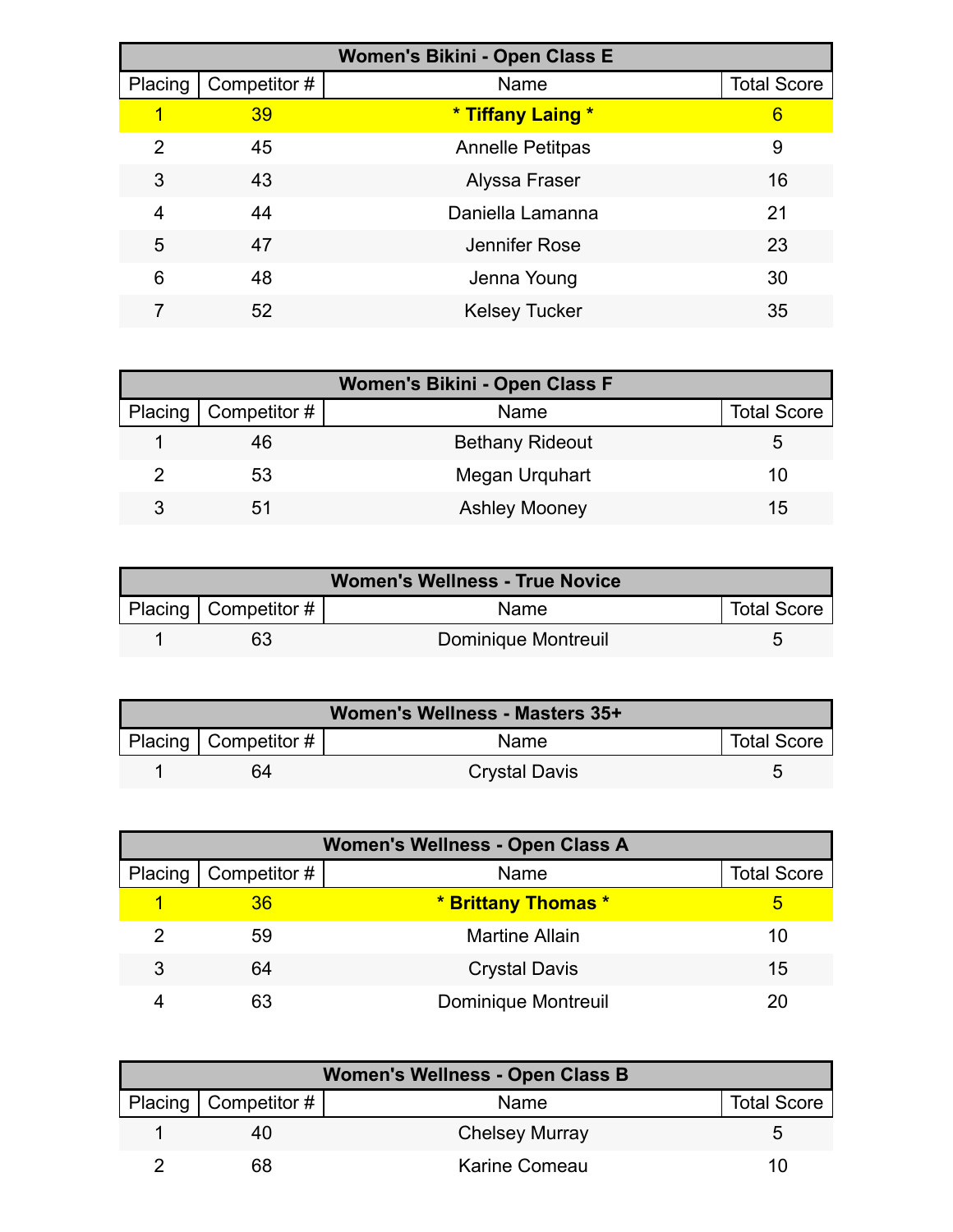| Women's Bikini - Open Class E | | | |
|---|---|---|---|
| Placing | Competitor # | Name | Total Score |
| 1 | 39 | **\* Tiffany Laing \*** | 6 |
| 2 | 45 | Annelle Petitpas | 9 |
| 3 | 43 | Alyssa Fraser | 16 |
| 4 | 44 | Daniella Lamanna | 21 |
| 5 | 47 | Jennifer Rose | 23 |
| 6 | 48 | Jenna Young | 30 |
| 7 | 52 | Kelsey Tucker | 35 |

| Women's Bikini - Open Class F | | | |
|---|---|---|---|
| Placing | Competitor # | Name | Total Score |
| 1 | 46 | Bethany Rideout | 5 |
| 2 | 53 | Megan Urquhart | 10 |
| 3 | 51 | Ashley Mooney | 15 |

| Women's Wellness - True Novice | | | |
|---|---|---|---|
| Placing | Competitor # | Name | Total Score |
| 1 | 63 | Dominique Montreuil | 5 |

| Women's Wellness - Masters 35+ | | | |
|---|---|---|---|
| Placing | Competitor # | Name | Total Score |
| 1 | 64 | Crystal Davis | 5 |

| Women's Wellness - Open Class A | | | |
|---|---|---|---|
| Placing | Competitor # | Name | Total Score |
| 1 | 36 | **\* Brittany Thomas \*** | 5 |
| 2 | 59 | Martine Allain | 10 |
| 3 | 64 | Crystal Davis | 15 |
| 4 | 63 | Dominique Montreuil | 20 |

| Women's Wellness - Open Class B | | | |
|---|---|---|---|
| Placing | Competitor # | Name | Total Score |
| 1 | 40 | Chelsey Murray | 5 |
| 2 | 68 | Karine Comeau | 10 |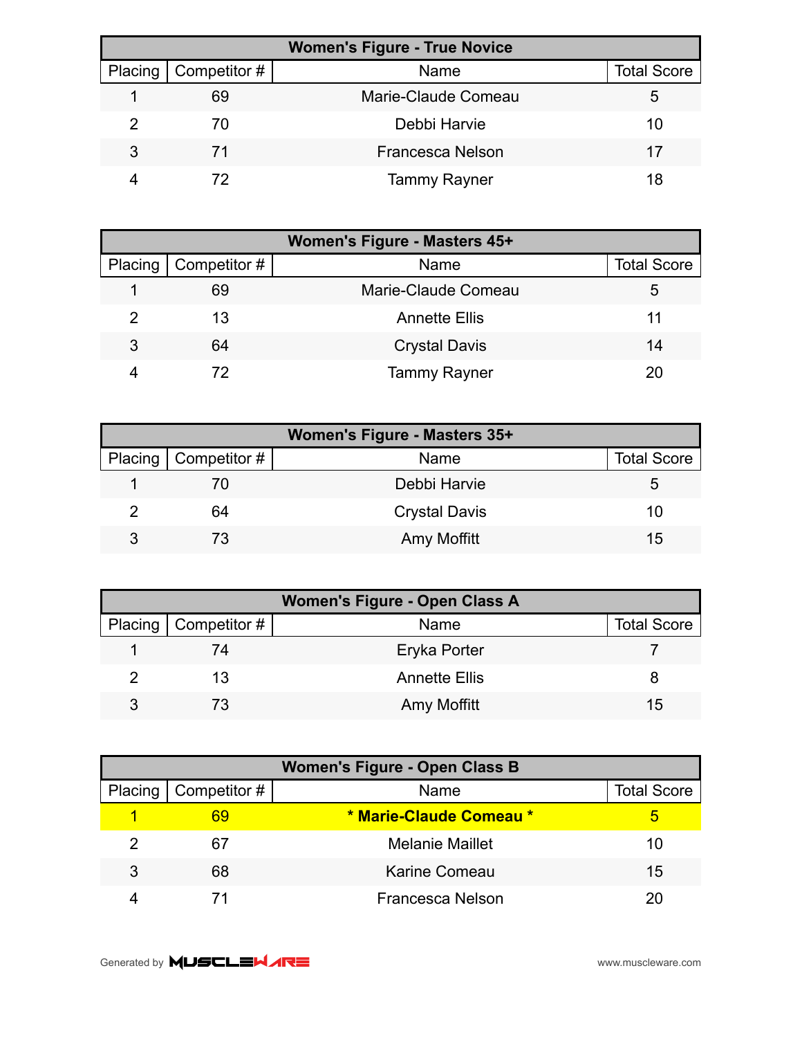| Women's Figure - True Novice | | | |
|---|---|---|---|
| Placing | Competitor # | Name | Total Score |
| 1 | 69 | Marie-Claude Comeau | 5 |
| 2 | 70 | Debbi Harvie | 10 |
| 3 | 71 | Francesca Nelson | 17 |
| 4 | 72 | Tammy Rayner | 18 |

| Women's Figure - Masters 45+ | | | |
|---|---|---|---|
| Placing | Competitor # | Name | Total Score |
| 1 | 69 | Marie-Claude Comeau | 5 |
| 2 | 13 | Annette Ellis | 11 |
| 3 | 64 | Crystal Davis | 14 |
| 4 | 72 | Tammy Rayner | 20 |

| Women's Figure - Masters 35+ | | | |
|---|---|---|---|
| Placing | Competitor # | Name | Total Score |
| 1 | 70 | Debbi Harvie | 5 |
| 2 | 64 | Crystal Davis | 10 |
| 3 | 73 | Amy Moffitt | 15 |

| Women's Figure - Open Class A | | | |
|---|---|---|---|
| Placing | Competitor # | Name | Total Score |
| 1 | 74 | Eryka Porter | 7 |
| 2 | 13 | Annette Ellis | 8 |
| 3 | 73 | Amy Moffitt | 15 |

| Women's Figure - Open Class B | | | |
|---|---|---|---|
| Placing | Competitor # | Name | Total Score |
| 1 | 69 | **\* Marie-Claude Comeau \*** | 5 |
| 2 | 67 | Melanie Maillet | 10 |
| 3 | 68 | Karine Comeau | 15 |
| 4 | 71 | Francesca Nelson | 20 |

Generated by MUSCLEWARE www.muscleware.com